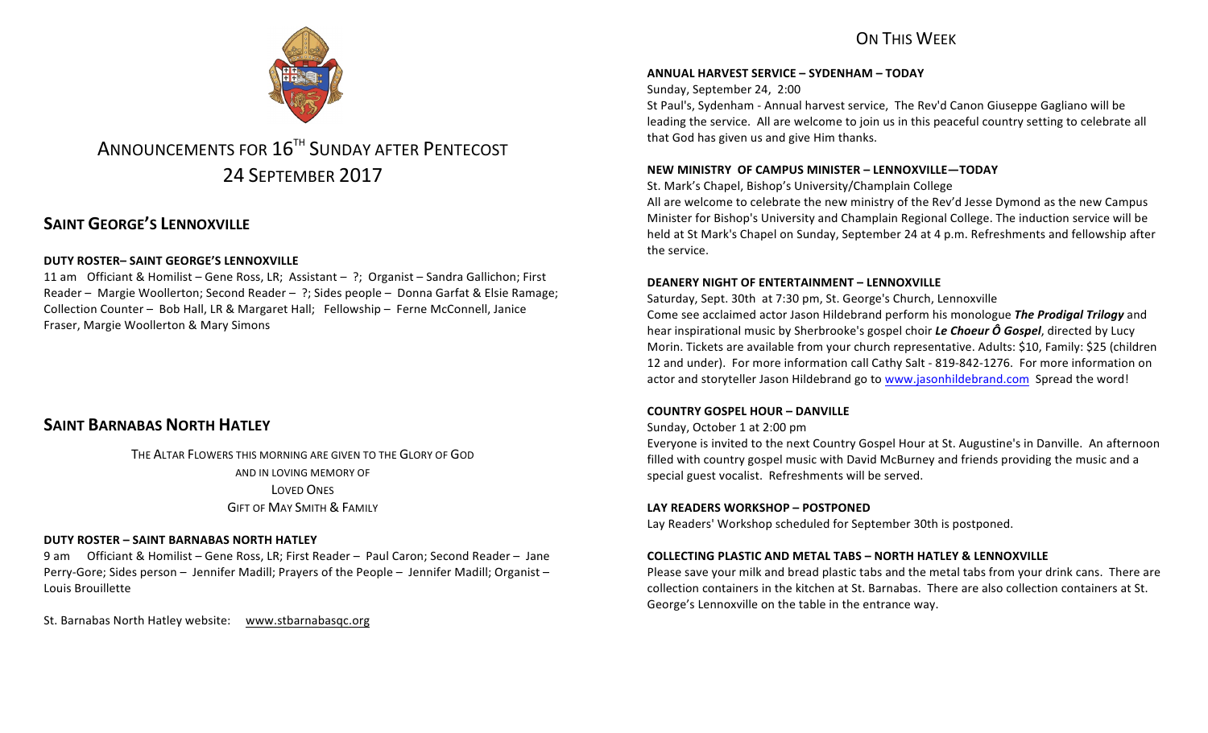# ANNOUNCEMENTS FOR 16TH SUNDAY AFTER PENTECOST
# 24 SEPTEMBER 2017

## SAINT GEORGE'S LENNOXVILLE

**DUTY ROSTER– SAINT GEORGE'S LENNOXVILLE**

11 am Officiant & Homilist – Gene Ross, LR; Assistant – ?; Organist – Sandra Gallichon; First Reader – Margie Woollerton; Second Reader – ?; Sides people – Donna Garfat & Elsie Ramage; Collection Counter – Bob Hall, LR & Margaret Hall; Fellowship – Ferne McConnell, Janice Fraser, Margie Woollerton & Mary Simons

## SAINT BARNABAS NORTH HATLEY

THE ALTAR FLOWERS THIS MORNING ARE GIVEN TO THE GLORY OF GOD
AND IN LOVING MEMORY OF
LOVED ONES
GIFT OF MAY SMITH & FAMILY

**DUTY ROSTER – SAINT BARNABAS NORTH HATLEY**

9 am Officiant & Homilist – Gene Ross, LR; First Reader – Paul Caron; Second Reader – Jane Perry-Gore; Sides person – Jennifer Madill; Prayers of the People – Jennifer Madill; Organist – Louis Brouillette

St. Barnabas North Hatley website: www.stbarnabasqc.org

## ON THIS WEEK

**ANNUAL HARVEST SERVICE – SYDENHAM – TODAY**

Sunday, September 24, 2:00

St Paul's, Sydenham - Annual harvest service, The Rev'd Canon Giuseppe Gagliano will be leading the service. All are welcome to join us in this peaceful country setting to celebrate all that God has given us and give Him thanks.

**NEW MINISTRY OF CAMPUS MINISTER – LENNOXVILLE—TODAY**

St. Mark's Chapel, Bishop's University/Champlain College

All are welcome to celebrate the new ministry of the Rev'd Jesse Dymond as the new Campus Minister for Bishop's University and Champlain Regional College. The induction service will be held at St Mark's Chapel on Sunday, September 24 at 4 p.m. Refreshments and fellowship after the service.

**DEANERY NIGHT OF ENTERTAINMENT – LENNOXVILLE**

Saturday, Sept. 30th at 7:30 pm, St. George's Church, Lennoxville

Come see acclaimed actor Jason Hildebrand perform his monologue ***The Prodigal Trilogy*** and hear inspirational music by Sherbrooke's gospel choir ***Le Choeur Ô Gospel***, directed by Lucy Morin. Tickets are available from your church representative. Adults: $10, Family: $25 (children 12 and under). For more information call Cathy Salt - 819-842-1276. For more information on actor and storyteller Jason Hildebrand go to www.jasonhildebrand.com Spread the word!

**COUNTRY GOSPEL HOUR – DANVILLE**

Sunday, October 1 at 2:00 pm

Everyone is invited to the next Country Gospel Hour at St. Augustine's in Danville. An afternoon filled with country gospel music with David McBurney and friends providing the music and a special guest vocalist. Refreshments will be served.

**LAY READERS WORKSHOP – POSTPONED**

Lay Readers' Workshop scheduled for September 30th is postponed.

**COLLECTING PLASTIC AND METAL TABS – NORTH HATLEY & LENNOXVILLE**

Please save your milk and bread plastic tabs and the metal tabs from your drink cans. There are collection containers in the kitchen at St. Barnabas. There are also collection containers at St. George's Lennoxville on the table in the entrance way.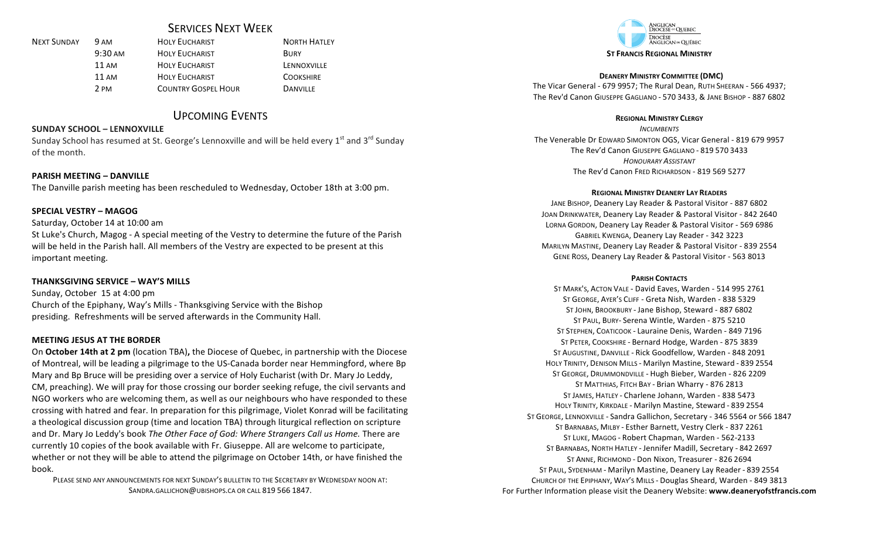## Services Next Week

| | | | |
|---|---|---|---|
| Next Sunday | 9 AM | Holy Eucharist | North Hatley |
| | 9:30 AM | Holy Eucharist | Bury |
| | 11 AM | Holy Eucharist | Lennoxville |
| | 11 AM | Holy Eucharist | Cookshire |
| | 2 PM | Country Gospel Hour | Danville |

## Upcoming Events

### SUNDAY SCHOOL – LENNOXVILLE

Sunday School has resumed at St. George's Lennoxville and will be held every 1st and 3rd Sunday of the month.

### PARISH MEETING – DANVILLE

The Danville parish meeting has been rescheduled to Wednesday, October 18th at 3:00 pm.

### SPECIAL VESTRY – MAGOG

Saturday, October 14 at 10:00 am

St Luke's Church, Magog - A special meeting of the Vestry to determine the future of the Parish will be held in the Parish hall. All members of the Vestry are expected to be present at this important meeting.

### THANKSGIVING SERVICE – WAY'S MILLS

Sunday, October 15 at 4:00 pm

Church of the Epiphany, Way's Mills - Thanksgiving Service with the Bishop presiding. Refreshments will be served afterwards in the Community Hall.

### MEETING JESUS AT THE BORDER

On **October 14th at 2 pm** (location TBA)**,** the Diocese of Quebec, in partnership with the Diocese of Montreal, will be leading a pilgrimage to the US-Canada border near Hemmingford, where Bp Mary and Bp Bruce will be presiding over a service of Holy Eucharist (with Dr. Mary Jo Leddy, CM, preaching). We will pray for those crossing our border seeking refuge, the civil servants and NGO workers who are welcoming them, as well as our neighbours who have responded to these crossing with hatred and fear. In preparation for this pilgrimage, Violet Konrad will be facilitating a theological discussion group (time and location TBA) through liturgical reflection on scripture and Dr. Mary Jo Leddy's book *The Other Face of God: Where Strangers Call us Home.* There are currently 10 copies of the book available with Fr. Giuseppe. All are welcome to participate, whether or not they will be able to attend the pilgrimage on October 14th, or have finished the book.

Please send any announcements for next Sunday's bulletin to the Secretary by Wednesday noon at: sandra.gallichon@ubishops.ca or call 819 566 1847.

Anglican Diocese of Quebec / Diocèse Anglican de Québec

**St Francis Regional Ministry**

**Deanery Ministry Committee (DMC)**

The Vicar General - 679 9957; The Rural Dean, Ruth Sheeran - 566 4937; The Rev'd Canon Giuseppe Gagliano - 570 3433, & Jane Bishop - 887 6802

**Regional Ministry Clergy**

*Incumbents*

The Venerable Dr Edward Simonton OGS, Vicar General - 819 679 9957

The Rev'd Canon Giuseppe Gagliano - 819 570 3433

*Honourary Assistant*

The Rev'd Canon Fred Richardson - 819 569 5277

**Regional Ministry Deanery Lay Readers**

Jane Bishop, Deanery Lay Reader & Pastoral Visitor - 887 6802

Joan Drinkwater, Deanery Lay Reader & Pastoral Visitor - 842 2640

Lorna Gordon, Deanery Lay Reader & Pastoral Visitor - 569 6986

Gabriel Kwenga, Deanery Lay Reader - 342 3223

Marilyn Mastine, Deanery Lay Reader & Pastoral Visitor - 839 2554

Gene Ross, Deanery Lay Reader & Pastoral Visitor - 563 8013

**Parish Contacts**

St Mark's, Acton Vale - David Eaves, Warden - 514 995 2761

St George, Ayer's Cliff - Greta Nish, Warden - 838 5329

St John, Brookbury - Jane Bishop, Steward - 887 6802

St Paul, Bury- Serena Wintle, Warden - 875 5210

St Stephen, Coaticook - Lauraine Denis, Warden - 849 7196

St Peter, Cookshire - Bernard Hodge, Warden - 875 3839

St Augustine, Danville - Rick Goodfellow, Warden - 848 2091

Holy Trinity, Denison Mills - Marilyn Mastine, Steward - 839 2554

St George, Drummondville - Hugh Bieber, Warden - 826 2209

St Matthias, Fitch Bay - Brian Wharry - 876 2813

St James, Hatley - Charlene Johann, Warden - 838 5473

Holy Trinity, Kirkdale - Marilyn Mastine, Steward - 839 2554

St George, Lennoxville - Sandra Gallichon, Secretary - 346 5564 or 566 1847

St Barnabas, Milby - Esther Barnett, Vestry Clerk - 837 2261

St Luke, Magog - Robert Chapman, Warden - 562-2133

St Barnabas, North Hatley - Jennifer Madill, Secretary - 842 2697

St Anne, Richmond - Don Nixon, Treasurer - 826 2694

St Paul, Sydenham - Marilyn Mastine, Deanery Lay Reader - 839 2554

Church of the Epiphany, Way's Mills - Douglas Sheard, Warden - 849 3813

For Further Information please visit the Deanery Website: **www.deaneryofstfrancis.com**